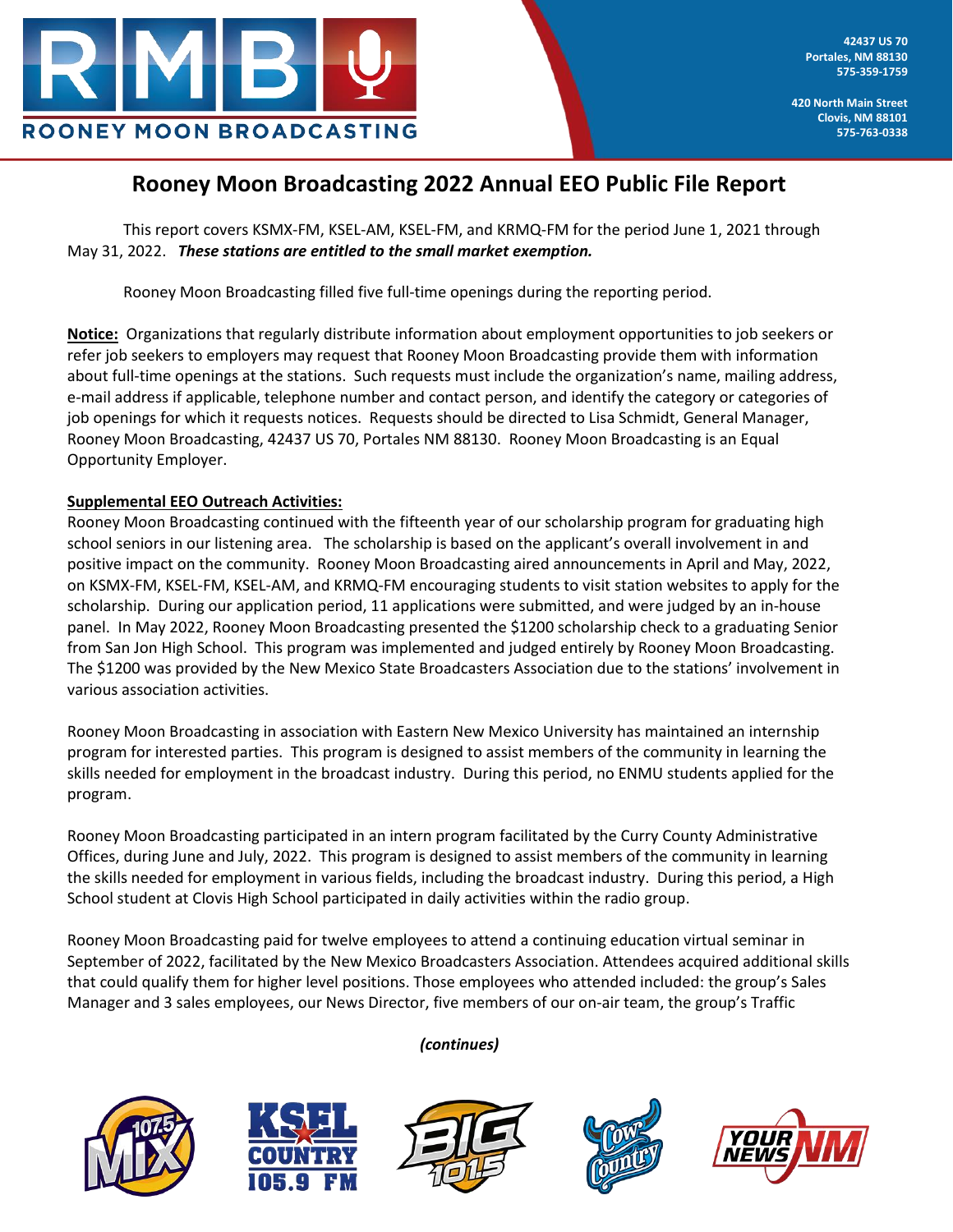42437 US 70
Portales, NM 88130
575-359-1759

420 North Main Street
Clovis, NM 88101
575-763-0338

# Rooney Moon Broadcasting 2022 Annual EEO Public File Report

This report covers KSMX-FM, KSEL-AM, KSEL-FM, and KRMQ-FM for the period June 1, 2021 through May 31, 2022. ***These stations are entitled to the small market exemption.***

Rooney Moon Broadcasting filled five full-time openings during the reporting period.

**Notice:** Organizations that regularly distribute information about employment opportunities to job seekers or refer job seekers to employers may request that Rooney Moon Broadcasting provide them with information about full-time openings at the stations. Such requests must include the organization's name, mailing address, e-mail address if applicable, telephone number and contact person, and identify the category or categories of job openings for which it requests notices. Requests should be directed to Lisa Schmidt, General Manager, Rooney Moon Broadcasting, 42437 US 70, Portales NM 88130. Rooney Moon Broadcasting is an Equal Opportunity Employer.

**Supplemental EEO Outreach Activities:**

Rooney Moon Broadcasting continued with the fifteenth year of our scholarship program for graduating high school seniors in our listening area. The scholarship is based on the applicant's overall involvement in and positive impact on the community. Rooney Moon Broadcasting aired announcements in April and May, 2022, on KSMX-FM, KSEL-FM, KSEL-AM, and KRMQ-FM encouraging students to visit station websites to apply for the scholarship. During our application period, 11 applications were submitted, and were judged by an in-house panel. In May 2022, Rooney Moon Broadcasting presented the $1200 scholarship check to a graduating Senior from San Jon High School. This program was implemented and judged entirely by Rooney Moon Broadcasting. The $1200 was provided by the New Mexico State Broadcasters Association due to the stations' involvement in various association activities.

Rooney Moon Broadcasting in association with Eastern New Mexico University has maintained an internship program for interested parties. This program is designed to assist members of the community in learning the skills needed for employment in the broadcast industry. During this period, no ENMU students applied for the program.

Rooney Moon Broadcasting participated in an intern program facilitated by the Curry County Administrative Offices, during June and July, 2022. This program is designed to assist members of the community in learning the skills needed for employment in various fields, including the broadcast industry. During this period, a High School student at Clovis High School participated in daily activities within the radio group.

Rooney Moon Broadcasting paid for twelve employees to attend a continuing education virtual seminar in September of 2022, facilitated by the New Mexico Broadcasters Association. Attendees acquired additional skills that could qualify them for higher level positions. Those employees who attended included: the group's Sales Manager and 3 sales employees, our News Director, five members of our on-air team, the group's Traffic

*(continues)*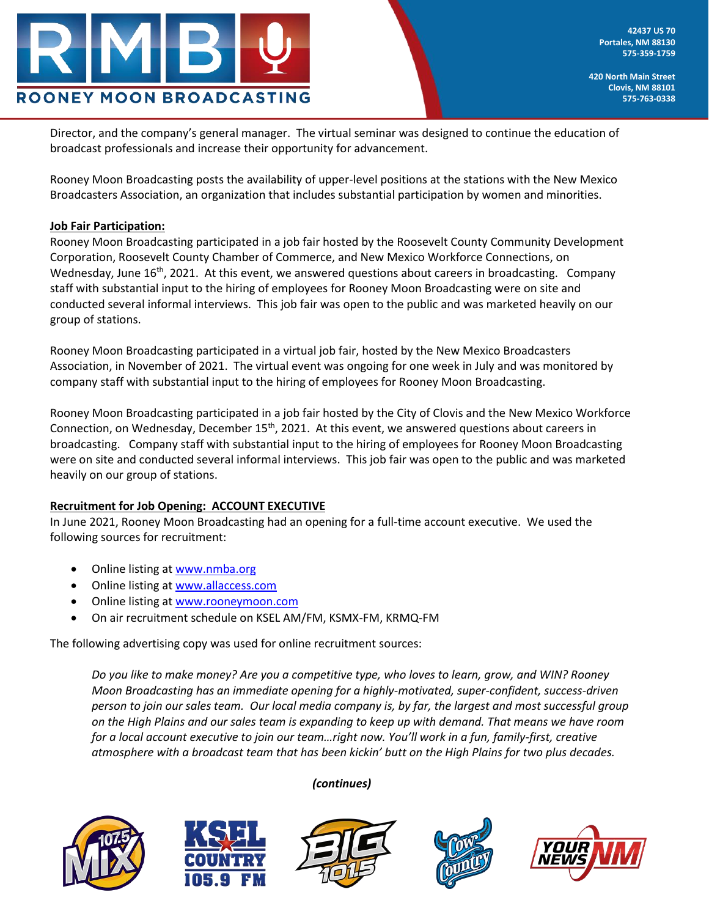Director, and the company's general manager. The virtual seminar was designed to continue the education of broadcast professionals and increase their opportunity for advancement.

Rooney Moon Broadcasting posts the availability of upper-level positions at the stations with the New Mexico Broadcasters Association, an organization that includes substantial participation by women and minorities.

**Job Fair Participation:**

Rooney Moon Broadcasting participated in a job fair hosted by the Roosevelt County Community Development Corporation, Roosevelt County Chamber of Commerce, and New Mexico Workforce Connections, on Wednesday, June 16th, 2021. At this event, we answered questions about careers in broadcasting. Company staff with substantial input to the hiring of employees for Rooney Moon Broadcasting were on site and conducted several informal interviews. This job fair was open to the public and was marketed heavily on our group of stations.

Rooney Moon Broadcasting participated in a virtual job fair, hosted by the New Mexico Broadcasters Association, in November of 2021. The virtual event was ongoing for one week in July and was monitored by company staff with substantial input to the hiring of employees for Rooney Moon Broadcasting.

Rooney Moon Broadcasting participated in a job fair hosted by the City of Clovis and the New Mexico Workforce Connection, on Wednesday, December 15th, 2021. At this event, we answered questions about careers in broadcasting. Company staff with substantial input to the hiring of employees for Rooney Moon Broadcasting were on site and conducted several informal interviews. This job fair was open to the public and was marketed heavily on our group of stations.

**Recruitment for Job Opening: ACCOUNT EXECUTIVE**

In June 2021, Rooney Moon Broadcasting had an opening for a full-time account executive. We used the following sources for recruitment:

- Online listing at www.nmba.org
- Online listing at www.allaccess.com
- Online listing at www.rooneymoon.com
- On air recruitment schedule on KSEL AM/FM, KSMX-FM, KRMQ-FM

The following advertising copy was used for online recruitment sources:

> *Do you like to make money? Are you a competitive type, who loves to learn, grow, and WIN? Rooney Moon Broadcasting has an immediate opening for a highly-motivated, super-confident, success-driven person to join our sales team. Our local media company is, by far, the largest and most successful group on the High Plains and our sales team is expanding to keep up with demand. That means we have room for a local account executive to join our team…right now. You'll work in a fun, family-first, creative atmosphere with a broadcast team that has been kickin' butt on the High Plains for two plus decades.*

***(continues)***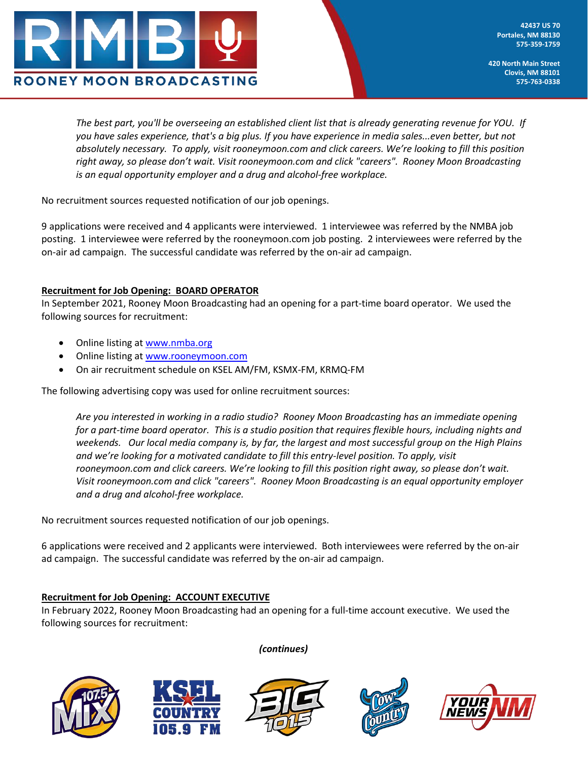*The best part, you'll be overseeing an established client list that is already generating revenue for YOU. If you have sales experience, that's a big plus. If you have experience in media sales...even better, but not absolutely necessary. To apply, visit rooneymoon.com and click careers. We're looking to fill this position right away, so please don't wait. Visit rooneymoon.com and click "careers". Rooney Moon Broadcasting is an equal opportunity employer and a drug and alcohol-free workplace.*

No recruitment sources requested notification of our job openings.

9 applications were received and 4 applicants were interviewed. 1 interviewee was referred by the NMBA job posting. 1 interviewee were referred by the rooneymoon.com job posting. 2 interviewees were referred by the on-air ad campaign. The successful candidate was referred by the on-air ad campaign.

**Recruitment for Job Opening: BOARD OPERATOR**

In September 2021, Rooney Moon Broadcasting had an opening for a part-time board operator. We used the following sources for recruitment:

- Online listing at www.nmba.org
- Online listing at www.rooneymoon.com
- On air recruitment schedule on KSEL AM/FM, KSMX-FM, KRMQ-FM

The following advertising copy was used for online recruitment sources:

*Are you interested in working in a radio studio? Rooney Moon Broadcasting has an immediate opening for a part-time board operator. This is a studio position that requires flexible hours, including nights and weekends. Our local media company is, by far, the largest and most successful group on the High Plains and we're looking for a motivated candidate to fill this entry-level position. To apply, visit rooneymoon.com and click careers. We're looking to fill this position right away, so please don't wait. Visit rooneymoon.com and click "careers". Rooney Moon Broadcasting is an equal opportunity employer and a drug and alcohol-free workplace.*

No recruitment sources requested notification of our job openings.

6 applications were received and 2 applicants were interviewed. Both interviewees were referred by the on-air ad campaign. The successful candidate was referred by the on-air ad campaign.

**Recruitment for Job Opening: ACCOUNT EXECUTIVE**

In February 2022, Rooney Moon Broadcasting had an opening for a full-time account executive. We used the following sources for recruitment:

*(continues)*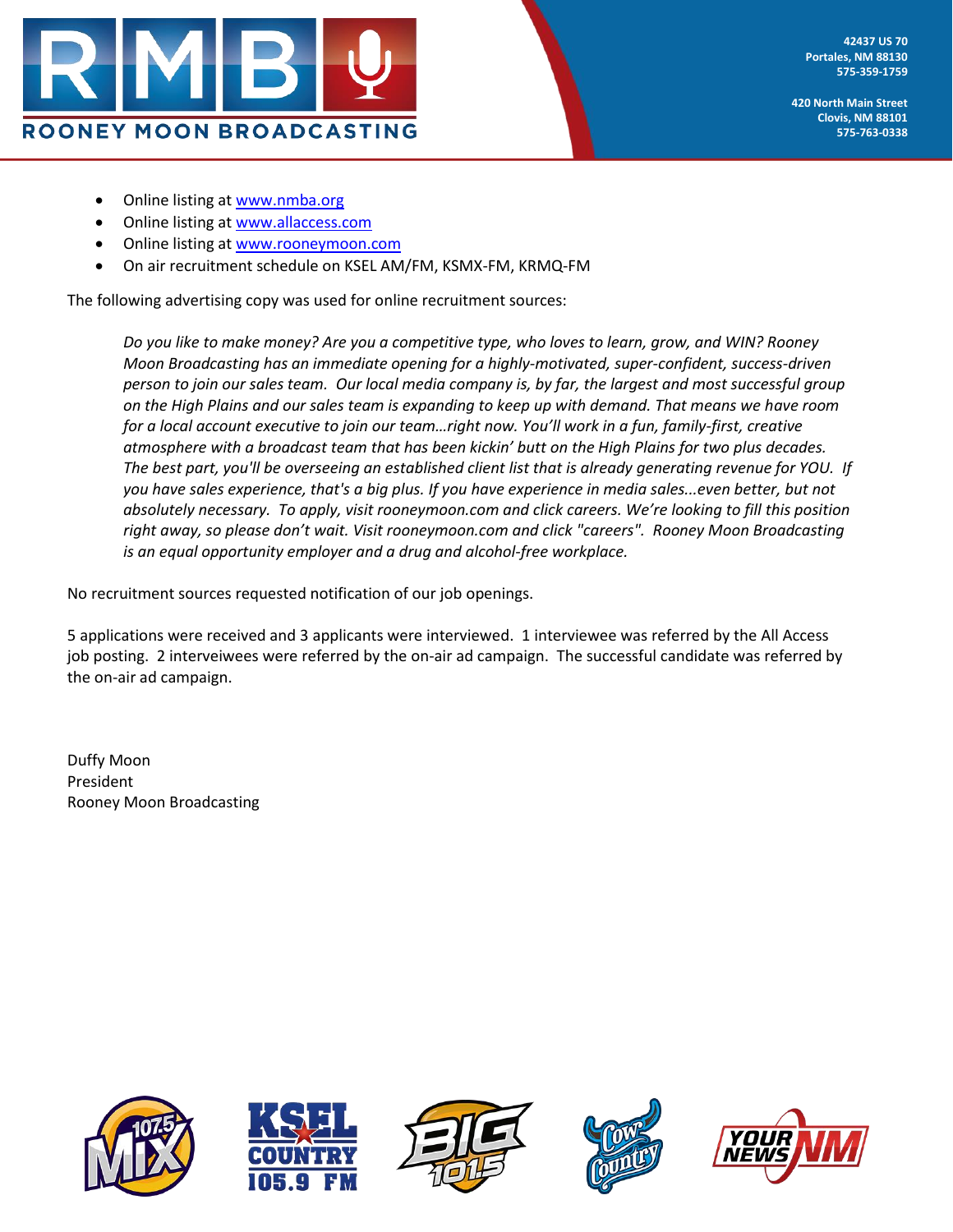- Online listing at www.nmba.org
- Online listing at www.allaccess.com
- Online listing at www.rooneymoon.com
- On air recruitment schedule on KSEL AM/FM, KSMX-FM, KRMQ-FM

The following advertising copy was used for online recruitment sources:

> *Do you like to make money? Are you a competitive type, who loves to learn, grow, and WIN? Rooney Moon Broadcasting has an immediate opening for a highly-motivated, super-confident, success-driven person to join our sales team. Our local media company is, by far, the largest and most successful group on the High Plains and our sales team is expanding to keep up with demand. That means we have room for a local account executive to join our team…right now. You'll work in a fun, family-first, creative atmosphere with a broadcast team that has been kickin' butt on the High Plains for two plus decades. The best part, you'll be overseeing an established client list that is already generating revenue for YOU. If you have sales experience, that's a big plus. If you have experience in media sales...even better, but not absolutely necessary. To apply, visit rooneymoon.com and click careers. We're looking to fill this position right away, so please don't wait. Visit rooneymoon.com and click "careers". Rooney Moon Broadcasting is an equal opportunity employer and a drug and alcohol-free workplace.*

No recruitment sources requested notification of our job openings.

5 applications were received and 3 applicants were interviewed. 1 interviewee was referred by the All Access job posting. 2 interveiwees were referred by the on-air ad campaign. The successful candidate was referred by the on-air ad campaign.

Duffy Moon
President
Rooney Moon Broadcasting